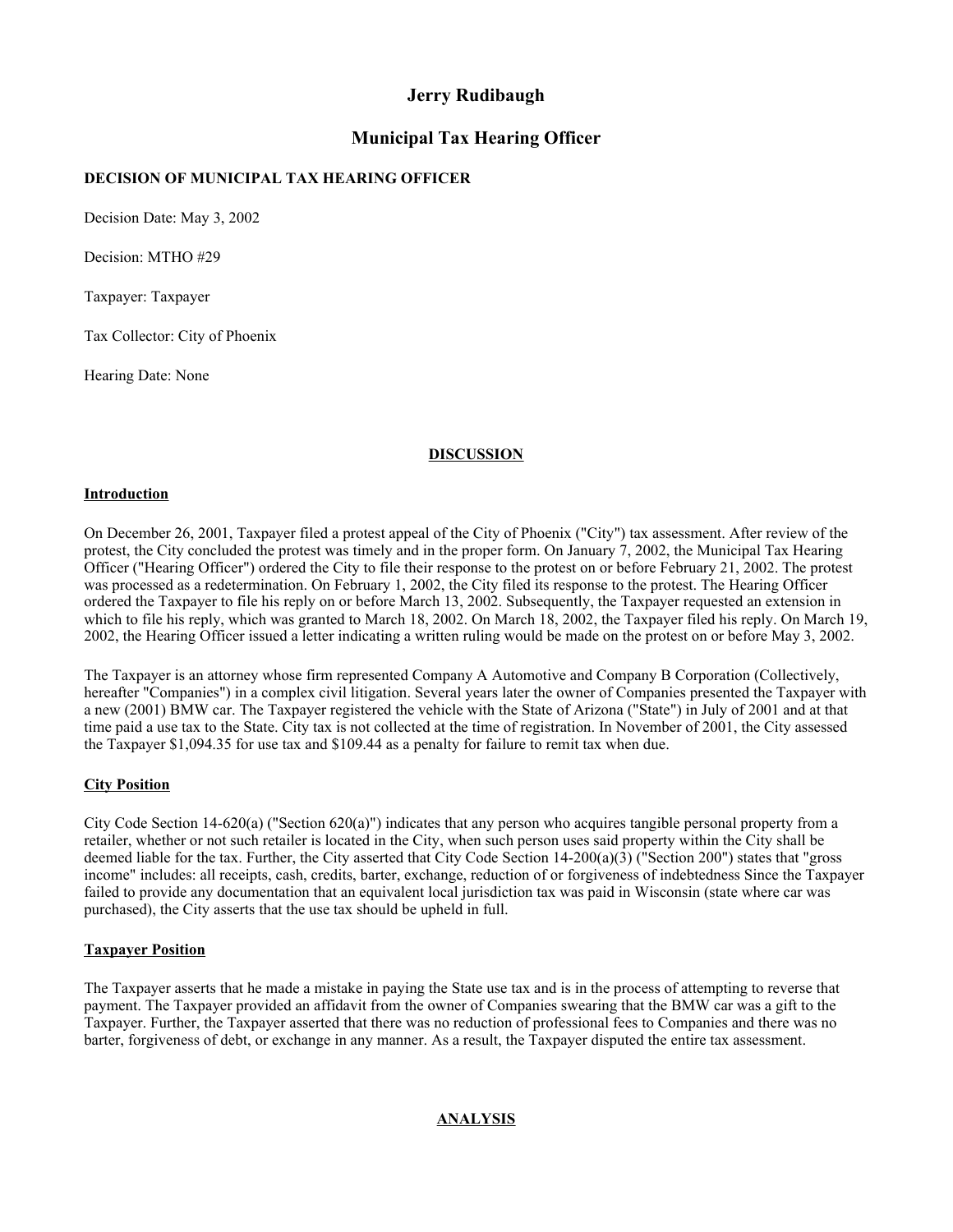# Jerry Rudibaugh

## Municipal Tax Hearing Officer

**DECISION OF MUNICIPAL TAX HEARING OFFICER**

Decision Date: May 3, 2002

Decision: MTHO #29

Taxpayer: Taxpayer

Tax Collector: City of Phoenix

Hearing Date: None

## DISCUSSION

### Introduction

On December 26, 2001, Taxpayer filed a protest appeal of the City of Phoenix ("City") tax assessment. After review of the protest, the City concluded the protest was timely and in the proper form. On January 7, 2002, the Municipal Tax Hearing Officer ("Hearing Officer") ordered the City to file their response to the protest on or before February 21, 2002. The protest was processed as a redetermination. On February 1, 2002, the City filed its response to the protest. The Hearing Officer ordered the Taxpayer to file his reply on or before March 13, 2002. Subsequently, the Taxpayer requested an extension in which to file his reply, which was granted to March 18, 2002. On March 18, 2002, the Taxpayer filed his reply. On March 19, 2002, the Hearing Officer issued a letter indicating a written ruling would be made on the protest on or before May 3, 2002.

The Taxpayer is an attorney whose firm represented Company A Automotive and Company B Corporation (Collectively, hereafter "Companies") in a complex civil litigation. Several years later the owner of Companies presented the Taxpayer with a new (2001) BMW car. The Taxpayer registered the vehicle with the State of Arizona ("State") in July of 2001 and at that time paid a use tax to the State. City tax is not collected at the time of registration. In November of 2001, the City assessed the Taxpayer $1,094.35 for use tax and $109.44 as a penalty for failure to remit tax when due.

### City Position

City Code Section 14-620(a) ("Section 620(a)") indicates that any person who acquires tangible personal property from a retailer, whether or not such retailer is located in the City, when such person uses said property within the City shall be deemed liable for the tax. Further, the City asserted that City Code Section 14-200(a)(3) ("Section 200") states that "gross income" includes: all receipts, cash, credits, barter, exchange, reduction of or forgiveness of indebtedness Since the Taxpayer failed to provide any documentation that an equivalent local jurisdiction tax was paid in Wisconsin (state where car was purchased), the City asserts that the use tax should be upheld in full.

### Taxpayer Position

The Taxpayer asserts that he made a mistake in paying the State use tax and is in the process of attempting to reverse that payment. The Taxpayer provided an affidavit from the owner of Companies swearing that the BMW car was a gift to the Taxpayer. Further, the Taxpayer asserted that there was no reduction of professional fees to Companies and there was no barter, forgiveness of debt, or exchange in any manner. As a result, the Taxpayer disputed the entire tax assessment.

## ANALYSIS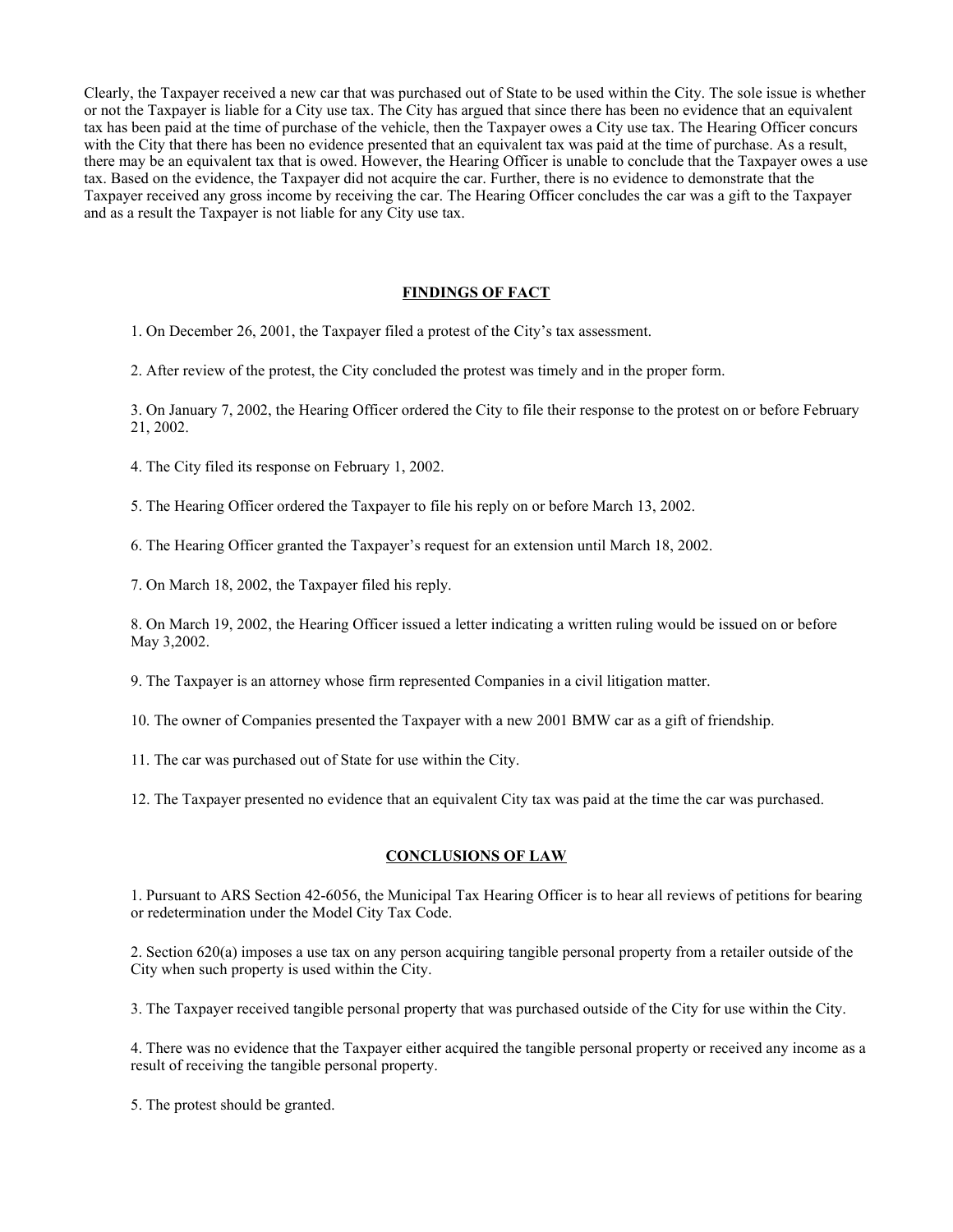Clearly, the Taxpayer received a new car that was purchased out of State to be used within the City. The sole issue is whether or not the Taxpayer is liable for a City use tax. The City has argued that since there has been no evidence that an equivalent tax has been paid at the time of purchase of the vehicle, then the Taxpayer owes a City use tax. The Hearing Officer concurs with the City that there has been no evidence presented that an equivalent tax was paid at the time of purchase. As a result, there may be an equivalent tax that is owed. However, the Hearing Officer is unable to conclude that the Taxpayer owes a use tax. Based on the evidence, the Taxpayer did not acquire the car. Further, there is no evidence to demonstrate that the Taxpayer received any gross income by receiving the car. The Hearing Officer concludes the car was a gift to the Taxpayer and as a result the Taxpayer is not liable for any City use tax.

## FINDINGS OF FACT

1. On December 26, 2001, the Taxpayer filed a protest of the City's tax assessment.

2. After review of the protest, the City concluded the protest was timely and in the proper form.

3. On January 7, 2002, the Hearing Officer ordered the City to file their response to the protest on or before February 21, 2002.

4. The City filed its response on February 1, 2002.

5. The Hearing Officer ordered the Taxpayer to file his reply on or before March 13, 2002.

6. The Hearing Officer granted the Taxpayer's request for an extension until March 18, 2002.

7. On March 18, 2002, the Taxpayer filed his reply.

8. On March 19, 2002, the Hearing Officer issued a letter indicating a written ruling would be issued on or before May 3,2002.

9. The Taxpayer is an attorney whose firm represented Companies in a civil litigation matter.

10. The owner of Companies presented the Taxpayer with a new 2001 BMW car as a gift of friendship.

11. The car was purchased out of State for use within the City.

12. The Taxpayer presented no evidence that an equivalent City tax was paid at the time the car was purchased.

## CONCLUSIONS OF LAW

1. Pursuant to ARS Section 42-6056, the Municipal Tax Hearing Officer is to hear all reviews of petitions for bearing or redetermination under the Model City Tax Code.

2. Section 620(a) imposes a use tax on any person acquiring tangible personal property from a retailer outside of the City when such property is used within the City.

3. The Taxpayer received tangible personal property that was purchased outside of the City for use within the City.

4. There was no evidence that the Taxpayer either acquired the tangible personal property or received any income as a result of receiving the tangible personal property.

5. The protest should be granted.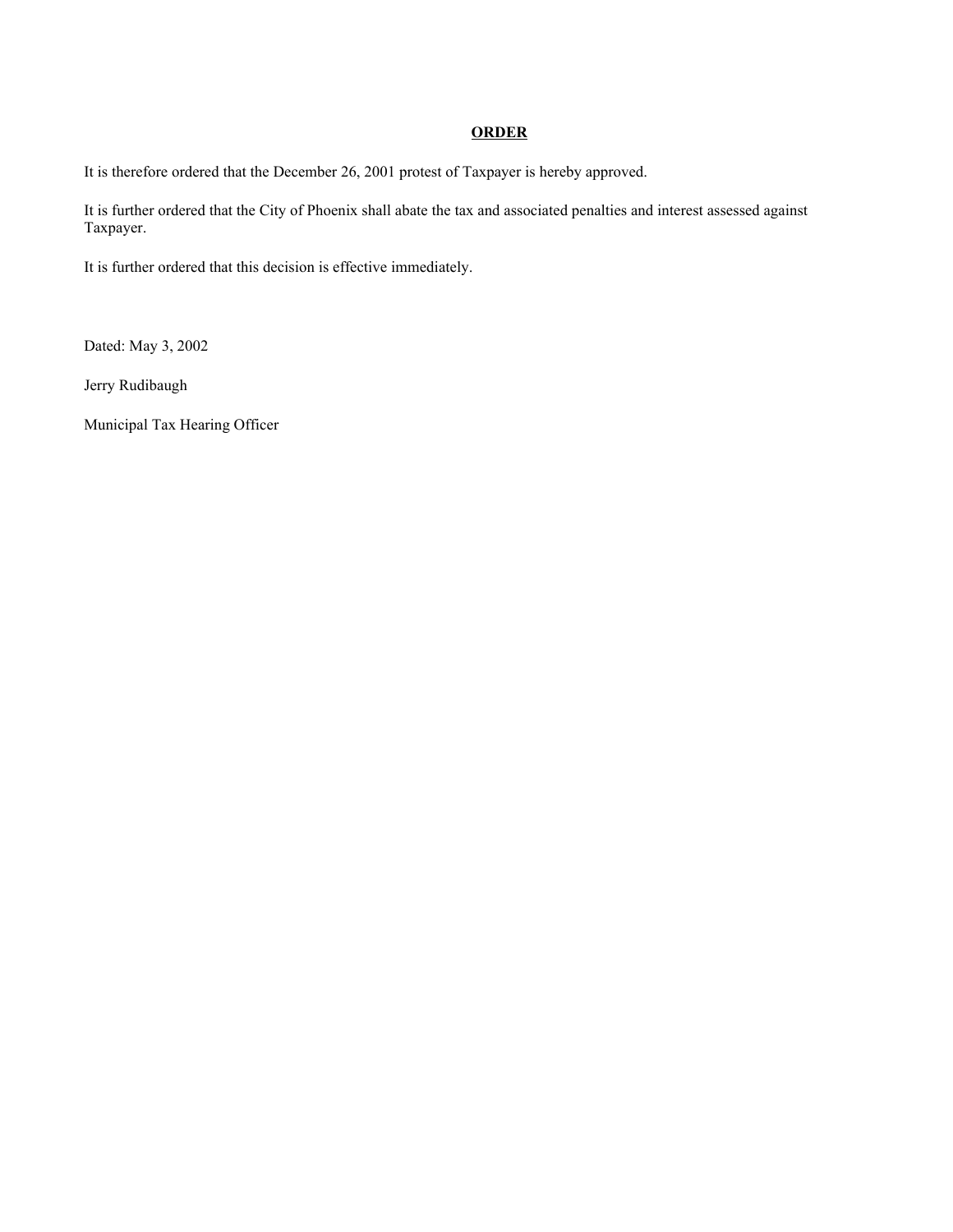## **ORDER**

It is therefore ordered that the December 26, 2001 protest of Taxpayer is hereby approved.

It is further ordered that the City of Phoenix shall abate the tax and associated penalties and interest assessed against Taxpayer.

It is further ordered that this decision is effective immediately.

Dated: May 3, 2002

Jerry Rudibaugh

Municipal Tax Hearing Officer